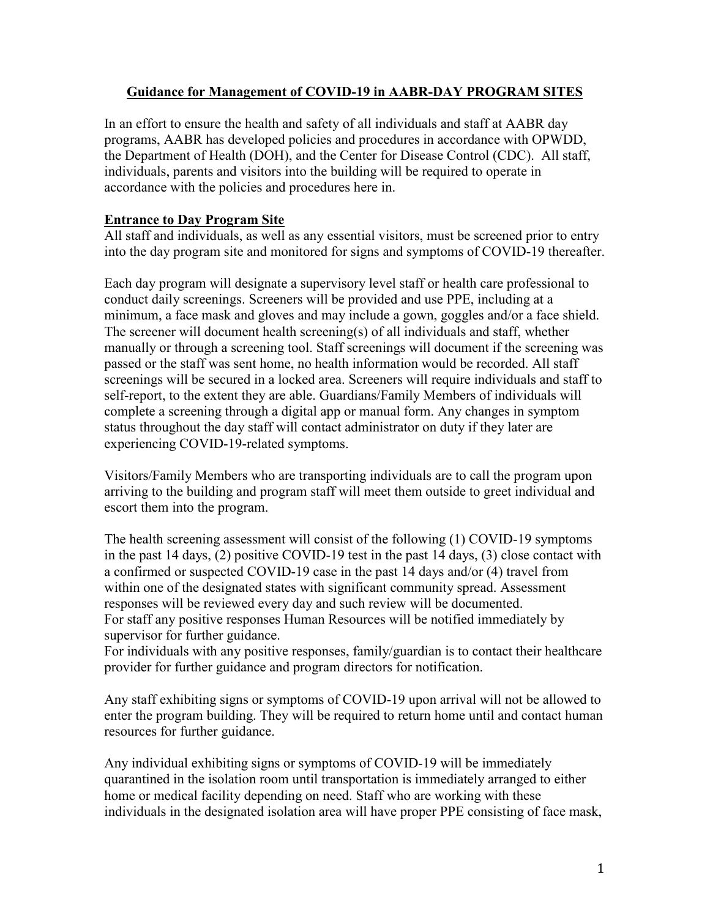# Guidance for Management of COVID-19 in AABR-DAY PROGRAM SITES

In an effort to ensure the health and safety of all individuals and staff at AABR day programs, AABR has developed policies and procedures in accordance with OPWDD, the Department of Health (DOH), and the Center for Disease Control (CDC). All staff, individuals, parents and visitors into the building will be required to operate in accordance with the policies and procedures here in.

## Entrance to Day Program Site

All staff and individuals, as well as any essential visitors, must be screened prior to entry into the day program site and monitored for signs and symptoms of COVID-19 thereafter.

Each day program will designate a supervisory level staff or health care professional to conduct daily screenings. Screeners will be provided and use PPE, including at a minimum, a face mask and gloves and may include a gown, goggles and/or a face shield. The screener will document health screening(s) of all individuals and staff, whether manually or through a screening tool. Staff screenings will document if the screening was passed or the staff was sent home, no health information would be recorded. All staff screenings will be secured in a locked area. Screeners will require individuals and staff to self-report, to the extent they are able. Guardians/Family Members of individuals will complete a screening through a digital app or manual form. Any changes in symptom status throughout the day staff will contact administrator on duty if they later are experiencing COVID-19-related symptoms.

Visitors/Family Members who are transporting individuals are to call the program upon arriving to the building and program staff will meet them outside to greet individual and escort them into the program.

The health screening assessment will consist of the following (1) COVID-19 symptoms in the past 14 days, (2) positive COVID-19 test in the past 14 days, (3) close contact with a confirmed or suspected COVID-19 case in the past 14 days and/or (4) travel from within one of the designated states with significant community spread. Assessment responses will be reviewed every day and such review will be documented.
For staff any positive responses Human Resources will be notified immediately by supervisor for further guidance.
For individuals with any positive responses, family/guardian is to contact their healthcare provider for further guidance and program directors for notification.

Any staff exhibiting signs or symptoms of COVID-19 upon arrival will not be allowed to enter the program building. They will be required to return home until and contact human resources for further guidance.

Any individual exhibiting signs or symptoms of COVID-19 will be immediately quarantined in the isolation room until transportation is immediately arranged to either home or medical facility depending on need. Staff who are working with these individuals in the designated isolation area will have proper PPE consisting of face mask,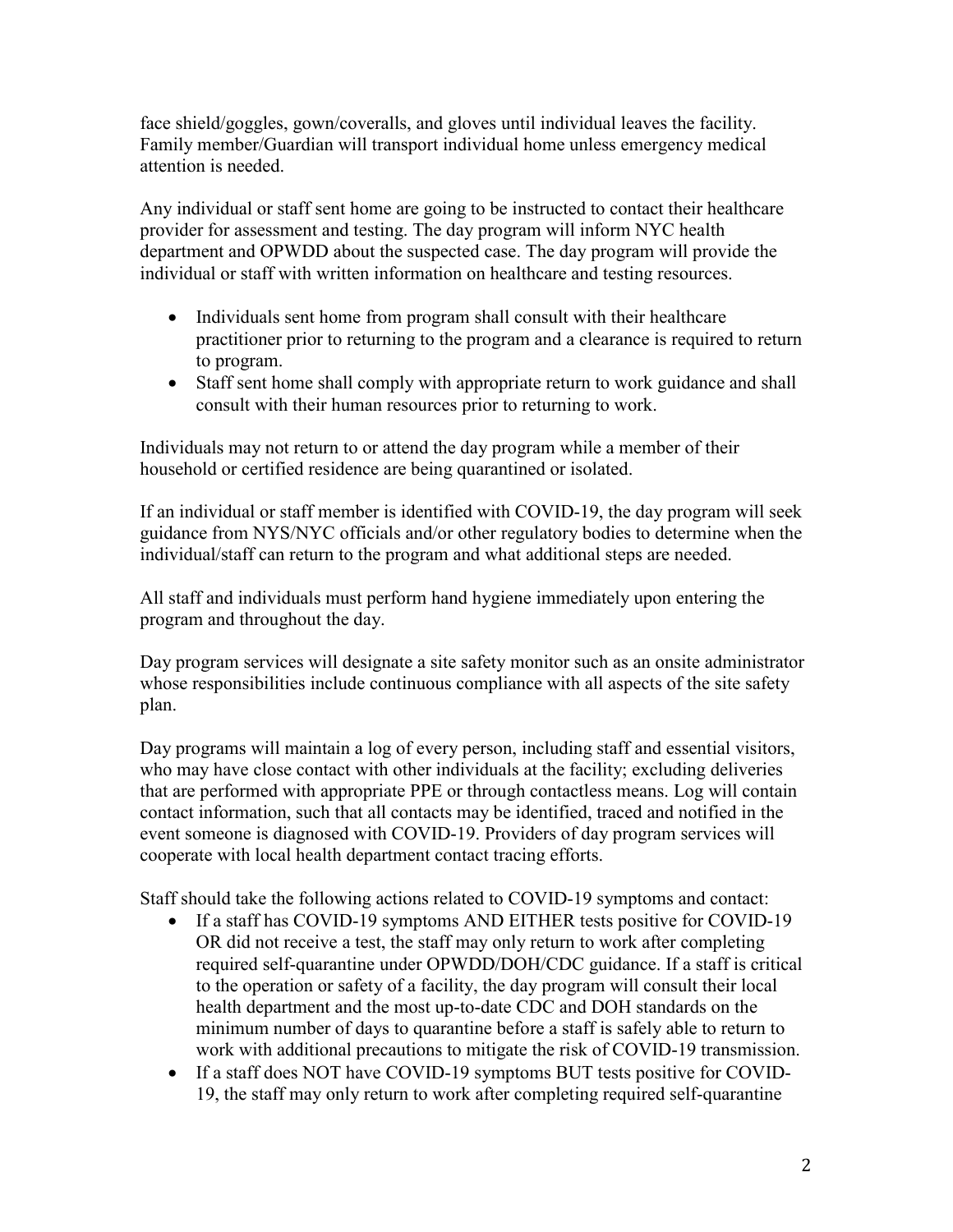face shield/goggles, gown/coveralls, and gloves until individual leaves the facility. Family member/Guardian will transport individual home unless emergency medical attention is needed.

Any individual or staff sent home are going to be instructed to contact their healthcare provider for assessment and testing. The day program will inform NYC health department and OPWDD about the suspected case. The day program will provide the individual or staff with written information on healthcare and testing resources.

- Individuals sent home from program shall consult with their healthcare practitioner prior to returning to the program and a clearance is required to return to program.
- Staff sent home shall comply with appropriate return to work guidance and shall consult with their human resources prior to returning to work.

Individuals may not return to or attend the day program while a member of their household or certified residence are being quarantined or isolated.

If an individual or staff member is identified with COVID-19, the day program will seek guidance from NYS/NYC officials and/or other regulatory bodies to determine when the individual/staff can return to the program and what additional steps are needed.

All staff and individuals must perform hand hygiene immediately upon entering the program and throughout the day.

Day program services will designate a site safety monitor such as an onsite administrator whose responsibilities include continuous compliance with all aspects of the site safety plan.

Day programs will maintain a log of every person, including staff and essential visitors, who may have close contact with other individuals at the facility; excluding deliveries that are performed with appropriate PPE or through contactless means. Log will contain contact information, such that all contacts may be identified, traced and notified in the event someone is diagnosed with COVID-19. Providers of day program services will cooperate with local health department contact tracing efforts.

Staff should take the following actions related to COVID-19 symptoms and contact:

- If a staff has COVID-19 symptoms AND EITHER tests positive for COVID-19 OR did not receive a test, the staff may only return to work after completing required self-quarantine under OPWDD/DOH/CDC guidance. If a staff is critical to the operation or safety of a facility, the day program will consult their local health department and the most up-to-date CDC and DOH standards on the minimum number of days to quarantine before a staff is safely able to return to work with additional precautions to mitigate the risk of COVID-19 transmission.
- If a staff does NOT have COVID-19 symptoms BUT tests positive for COVID-19, the staff may only return to work after completing required self-quarantine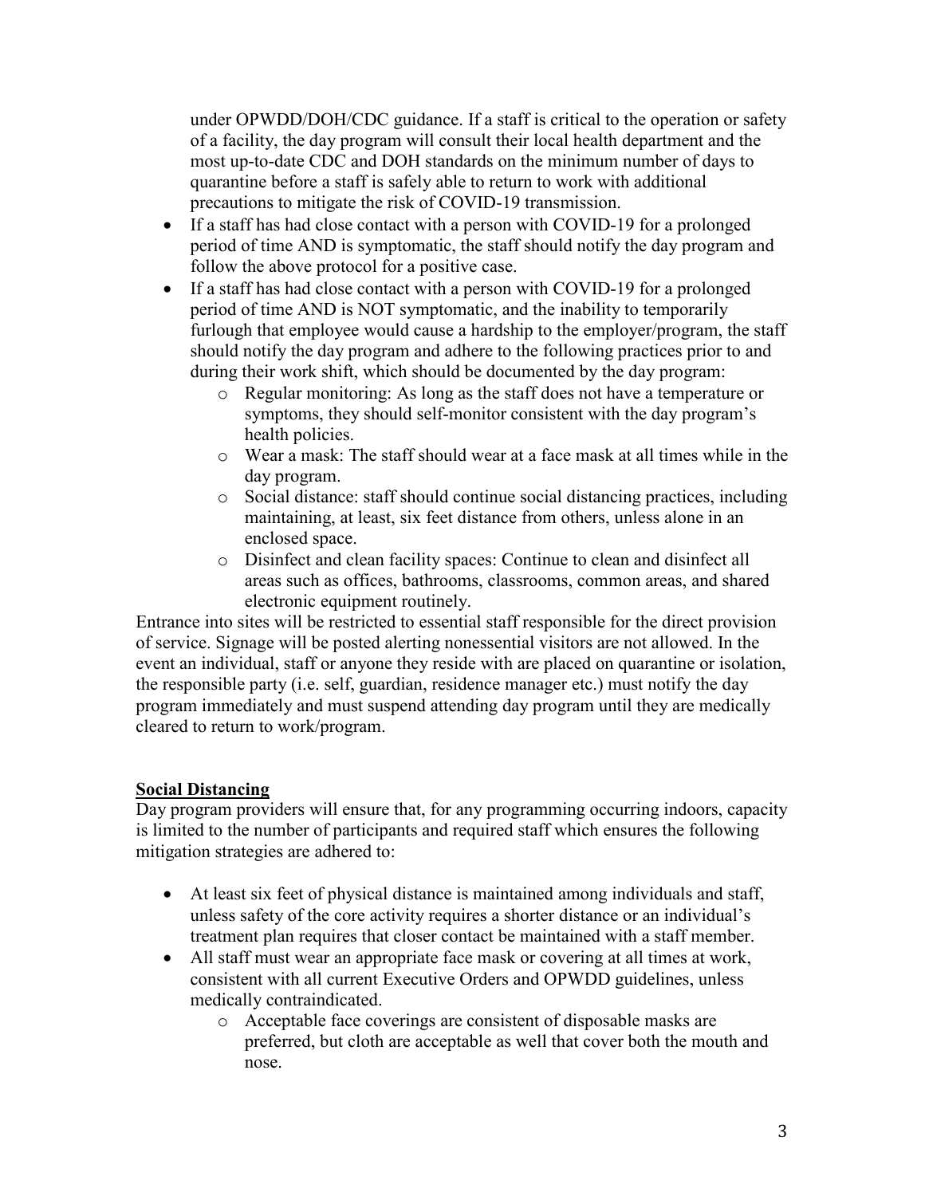under OPWDD/DOH/CDC guidance. If a staff is critical to the operation or safety of a facility, the day program will consult their local health department and the most up-to-date CDC and DOH standards on the minimum number of days to quarantine before a staff is safely able to return to work with additional precautions to mitigate the risk of COVID-19 transmission.

- If a staff has had close contact with a person with COVID-19 for a prolonged period of time AND is symptomatic, the staff should notify the day program and follow the above protocol for a positive case.
- If a staff has had close contact with a person with COVID-19 for a prolonged period of time AND is NOT symptomatic, and the inability to temporarily furlough that employee would cause a hardship to the employer/program, the staff should notify the day program and adhere to the following practices prior to and during their work shift, which should be documented by the day program:
  - Regular monitoring: As long as the staff does not have a temperature or symptoms, they should self-monitor consistent with the day program's health policies.
  - Wear a mask: The staff should wear at a face mask at all times while in the day program.
  - Social distance: staff should continue social distancing practices, including maintaining, at least, six feet distance from others, unless alone in an enclosed space.
  - Disinfect and clean facility spaces: Continue to clean and disinfect all areas such as offices, bathrooms, classrooms, common areas, and shared electronic equipment routinely.

Entrance into sites will be restricted to essential staff responsible for the direct provision of service. Signage will be posted alerting nonessential visitors are not allowed. In the event an individual, staff or anyone they reside with are placed on quarantine or isolation, the responsible party (i.e. self, guardian, residence manager etc.) must notify the day program immediately and must suspend attending day program until they are medically cleared to return to work/program.

**Social Distancing**

Day program providers will ensure that, for any programming occurring indoors, capacity is limited to the number of participants and required staff which ensures the following mitigation strategies are adhered to:

- At least six feet of physical distance is maintained among individuals and staff, unless safety of the core activity requires a shorter distance or an individual's treatment plan requires that closer contact be maintained with a staff member.
- All staff must wear an appropriate face mask or covering at all times at work, consistent with all current Executive Orders and OPWDD guidelines, unless medically contraindicated.
  - Acceptable face coverings are consistent of disposable masks are preferred, but cloth are acceptable as well that cover both the mouth and nose.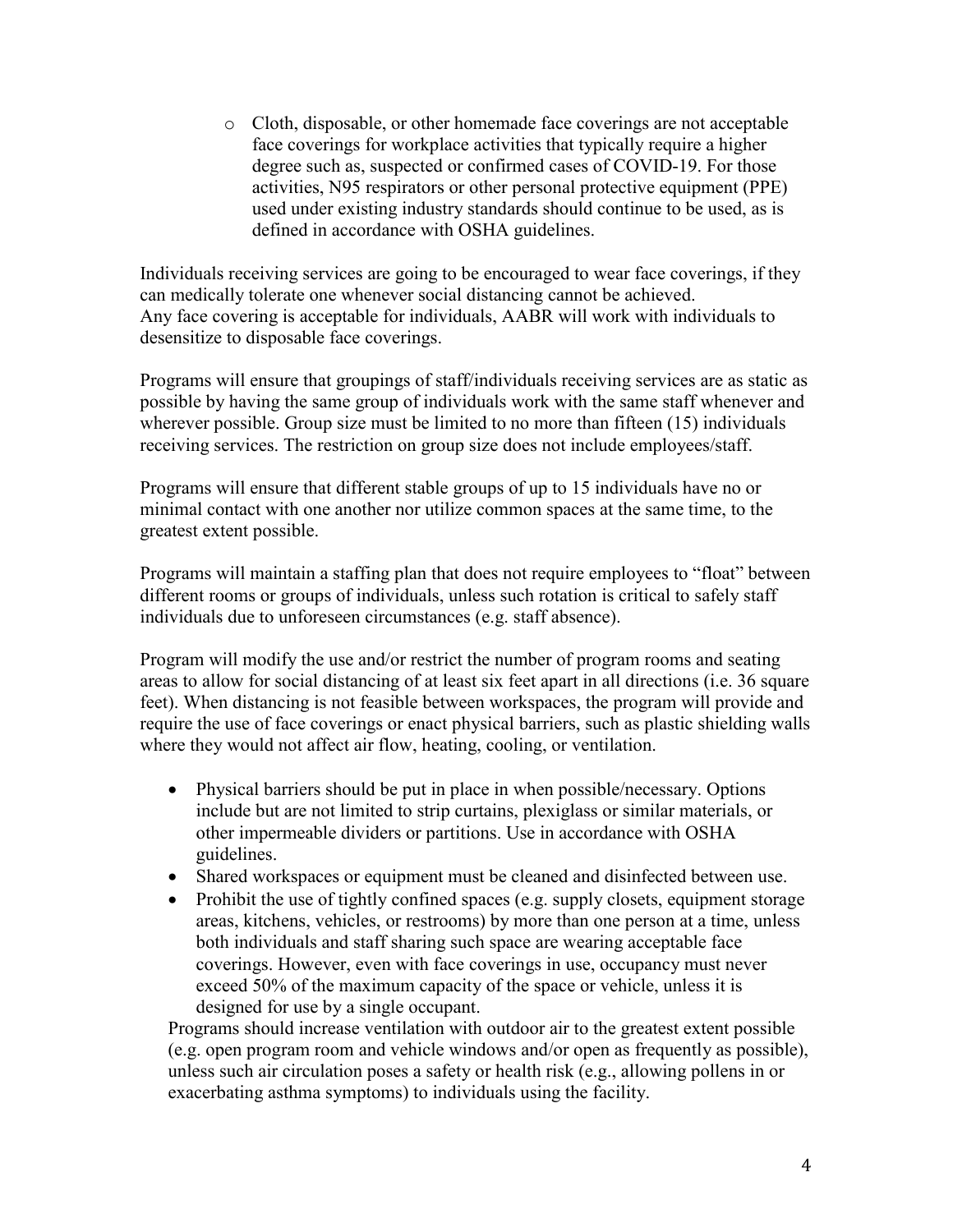- Cloth, disposable, or other homemade face coverings are not acceptable face coverings for workplace activities that typically require a higher degree such as, suspected or confirmed cases of COVID-19. For those activities, N95 respirators or other personal protective equipment (PPE) used under existing industry standards should continue to be used, as is defined in accordance with OSHA guidelines.

Individuals receiving services are going to be encouraged to wear face coverings, if they can medically tolerate one whenever social distancing cannot be achieved.
Any face covering is acceptable for individuals, AABR will work with individuals to desensitize to disposable face coverings.

Programs will ensure that groupings of staff/individuals receiving services are as static as possible by having the same group of individuals work with the same staff whenever and wherever possible. Group size must be limited to no more than fifteen (15) individuals receiving services. The restriction on group size does not include employees/staff.

Programs will ensure that different stable groups of up to 15 individuals have no or minimal contact with one another nor utilize common spaces at the same time, to the greatest extent possible.

Programs will maintain a staffing plan that does not require employees to "float" between different rooms or groups of individuals, unless such rotation is critical to safely staff individuals due to unforeseen circumstances (e.g. staff absence).

Program will modify the use and/or restrict the number of program rooms and seating areas to allow for social distancing of at least six feet apart in all directions (i.e. 36 square feet). When distancing is not feasible between workspaces, the program will provide and require the use of face coverings or enact physical barriers, such as plastic shielding walls where they would not affect air flow, heating, cooling, or ventilation.

- Physical barriers should be put in place in when possible/necessary. Options include but are not limited to strip curtains, plexiglass or similar materials, or other impermeable dividers or partitions. Use in accordance with OSHA guidelines.
- Shared workspaces or equipment must be cleaned and disinfected between use.
- Prohibit the use of tightly confined spaces (e.g. supply closets, equipment storage areas, kitchens, vehicles, or restrooms) by more than one person at a time, unless both individuals and staff sharing such space are wearing acceptable face coverings. However, even with face coverings in use, occupancy must never exceed 50% of the maximum capacity of the space or vehicle, unless it is designed for use by a single occupant.

Programs should increase ventilation with outdoor air to the greatest extent possible (e.g. open program room and vehicle windows and/or open as frequently as possible), unless such air circulation poses a safety or health risk (e.g., allowing pollens in or exacerbating asthma symptoms) to individuals using the facility.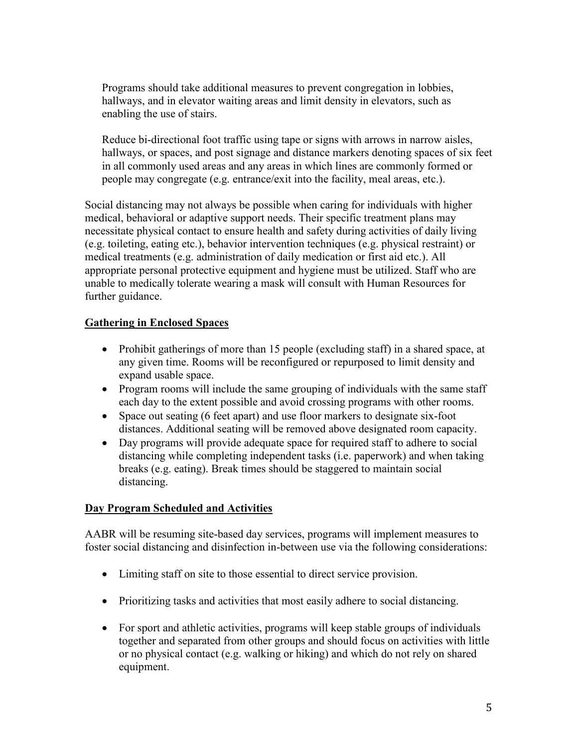Programs should take additional measures to prevent congregation in lobbies, hallways, and in elevator waiting areas and limit density in elevators, such as enabling the use of stairs.

Reduce bi-directional foot traffic using tape or signs with arrows in narrow aisles, hallways, or spaces, and post signage and distance markers denoting spaces of six feet in all commonly used areas and any areas in which lines are commonly formed or people may congregate (e.g. entrance/exit into the facility, meal areas, etc.).

Social distancing may not always be possible when caring for individuals with higher medical, behavioral or adaptive support needs. Their specific treatment plans may necessitate physical contact to ensure health and safety during activities of daily living (e.g. toileting, eating etc.), behavior intervention techniques (e.g. physical restraint) or medical treatments (e.g. administration of daily medication or first aid etc.). All appropriate personal protective equipment and hygiene must be utilized. Staff who are unable to medically tolerate wearing a mask will consult with Human Resources for further guidance.

**Gathering in Enclosed Spaces**

- Prohibit gatherings of more than 15 people (excluding staff) in a shared space, at any given time. Rooms will be reconfigured or repurposed to limit density and expand usable space.
- Program rooms will include the same grouping of individuals with the same staff each day to the extent possible and avoid crossing programs with other rooms.
- Space out seating (6 feet apart) and use floor markers to designate six-foot distances. Additional seating will be removed above designated room capacity.
- Day programs will provide adequate space for required staff to adhere to social distancing while completing independent tasks (i.e. paperwork) and when taking breaks (e.g. eating). Break times should be staggered to maintain social distancing.

**Day Program Scheduled and Activities**

AABR will be resuming site-based day services, programs will implement measures to foster social distancing and disinfection in-between use via the following considerations:

- Limiting staff on site to those essential to direct service provision.
- Prioritizing tasks and activities that most easily adhere to social distancing.
- For sport and athletic activities, programs will keep stable groups of individuals together and separated from other groups and should focus on activities with little or no physical contact (e.g. walking or hiking) and which do not rely on shared equipment.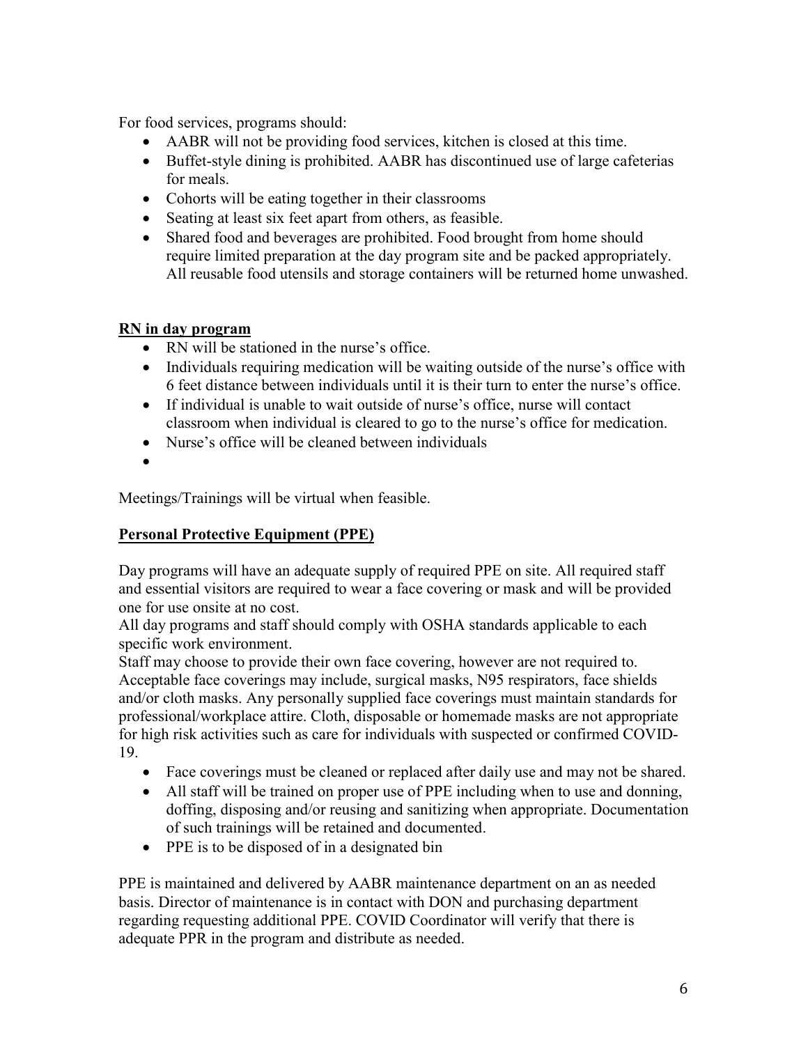For food services, programs should:

- AABR will not be providing food services, kitchen is closed at this time.
- Buffet-style dining is prohibited. AABR has discontinued use of large cafeterias for meals.
- Cohorts will be eating together in their classrooms
- Seating at least six feet apart from others, as feasible.
- Shared food and beverages are prohibited. Food brought from home should require limited preparation at the day program site and be packed appropriately. All reusable food utensils and storage containers will be returned home unwashed.

**RN in day program**

- RN will be stationed in the nurse's office.
- Individuals requiring medication will be waiting outside of the nurse's office with 6 feet distance between individuals until it is their turn to enter the nurse's office.
- If individual is unable to wait outside of nurse's office, nurse will contact classroom when individual is cleared to go to the nurse's office for medication.
- Nurse's office will be cleaned between individuals
-

Meetings/Trainings will be virtual when feasible.

**Personal Protective Equipment (PPE)**

Day programs will have an adequate supply of required PPE on site. All required staff and essential visitors are required to wear a face covering or mask and will be provided one for use onsite at no cost.
All day programs and staff should comply with OSHA standards applicable to each specific work environment.
Staff may choose to provide their own face covering, however are not required to. Acceptable face coverings may include, surgical masks, N95 respirators, face shields and/or cloth masks. Any personally supplied face coverings must maintain standards for professional/workplace attire. Cloth, disposable or homemade masks are not appropriate for high risk activities such as care for individuals with suspected or confirmed COVID-19.

- Face coverings must be cleaned or replaced after daily use and may not be shared.
- All staff will be trained on proper use of PPE including when to use and donning, doffing, disposing and/or reusing and sanitizing when appropriate. Documentation of such trainings will be retained and documented.
- PPE is to be disposed of in a designated bin

PPE is maintained and delivered by AABR maintenance department on an as needed basis. Director of maintenance is in contact with DON and purchasing department regarding requesting additional PPE. COVID Coordinator will verify that there is adequate PPR in the program and distribute as needed.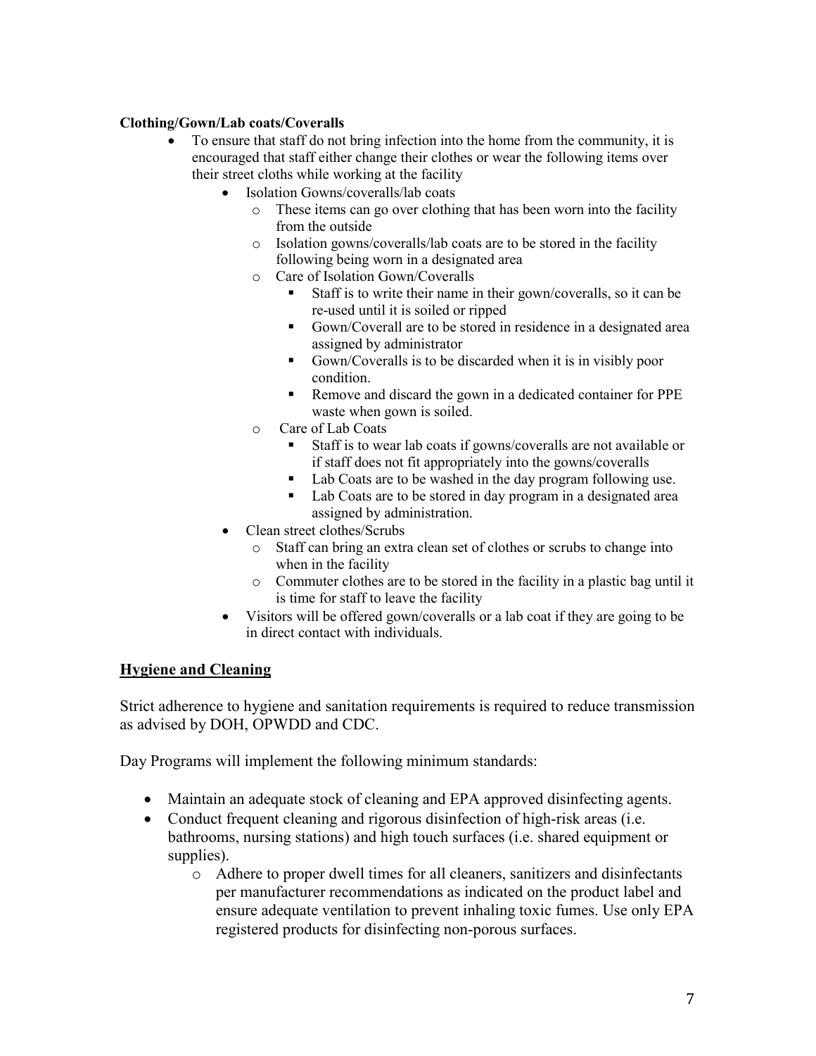**Clothing/Gown/Lab coats/Coveralls**

- To ensure that staff do not bring infection into the home from the community, it is encouraged that staff either change their clothes or wear the following items over their street cloths while working at the facility
  - Isolation Gowns/coveralls/lab coats
    - These items can go over clothing that has been worn into the facility from the outside
    - Isolation gowns/coveralls/lab coats are to be stored in the facility following being worn in a designated area
    - Care of Isolation Gown/Coveralls
      - Staff is to write their name in their gown/coveralls, so it can be re-used until it is soiled or ripped
      - Gown/Coverall are to be stored in residence in a designated area assigned by administrator
      - Gown/Coveralls is to be discarded when it is in visibly poor condition.
      - Remove and discard the gown in a dedicated container for PPE waste when gown is soiled.
    - Care of Lab Coats
      - Staff is to wear lab coats if gowns/coveralls are not available or if staff does not fit appropriately into the gowns/coveralls
      - Lab Coats are to be washed in the day program following use.
      - Lab Coats are to be stored in day program in a designated area assigned by administration.
  - Clean street clothes/Scrubs
    - Staff can bring an extra clean set of clothes or scrubs to change into when in the facility
    - Commuter clothes are to be stored in the facility in a plastic bag until it is time for staff to leave the facility
  - Visitors will be offered gown/coveralls or a lab coat if they are going to be in direct contact with individuals.

## Hygiene and Cleaning

Strict adherence to hygiene and sanitation requirements is required to reduce transmission as advised by DOH, OPWDD and CDC.

Day Programs will implement the following minimum standards:

- Maintain an adequate stock of cleaning and EPA approved disinfecting agents.
- Conduct frequent cleaning and rigorous disinfection of high-risk areas (i.e. bathrooms, nursing stations) and high touch surfaces (i.e. shared equipment or supplies).
  - Adhere to proper dwell times for all cleaners, sanitizers and disinfectants per manufacturer recommendations as indicated on the product label and ensure adequate ventilation to prevent inhaling toxic fumes. Use only EPA registered products for disinfecting non-porous surfaces.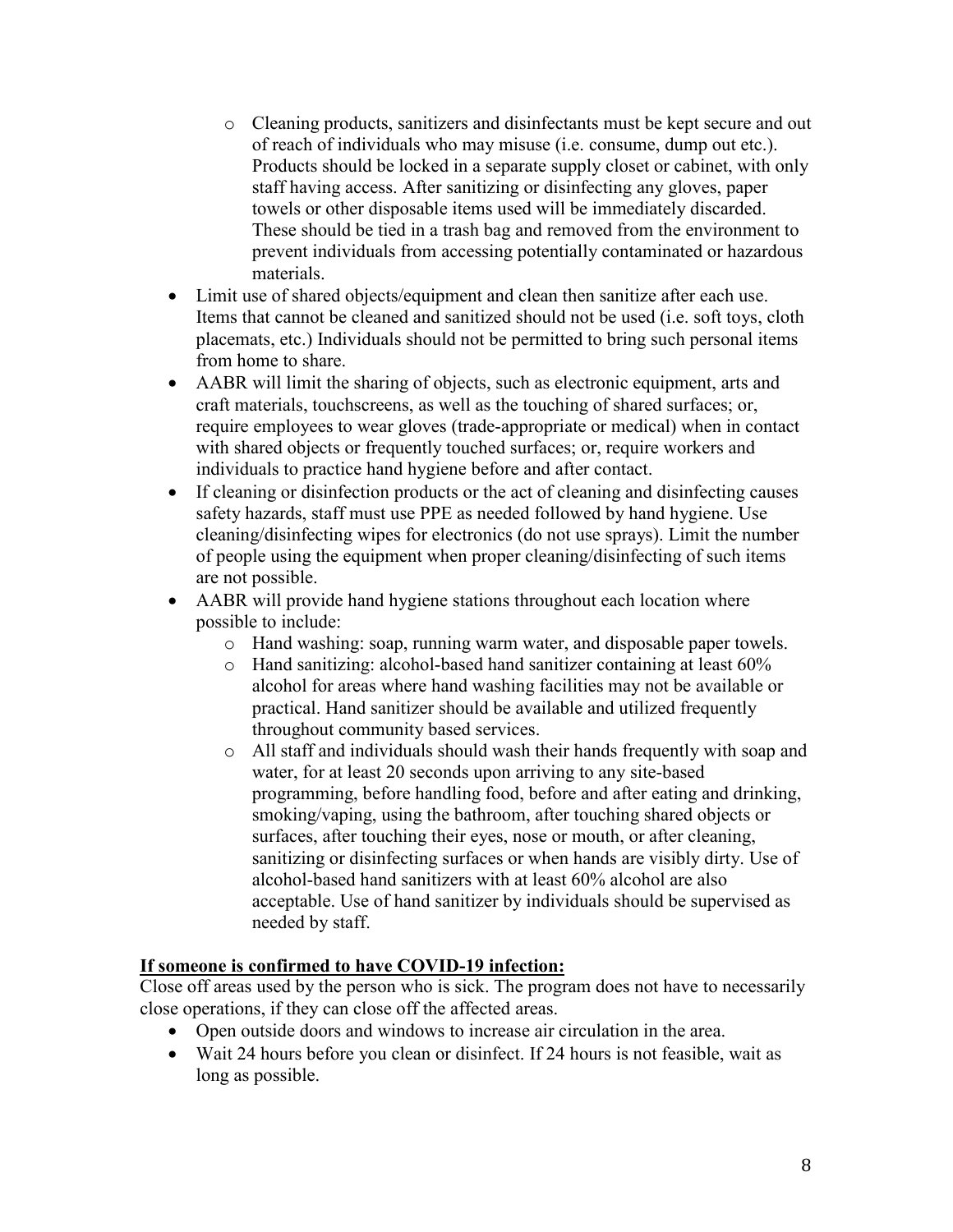- Cleaning products, sanitizers and disinfectants must be kept secure and out of reach of individuals who may misuse (i.e. consume, dump out etc.). Products should be locked in a separate supply closet or cabinet, with only staff having access. After sanitizing or disinfecting any gloves, paper towels or other disposable items used will be immediately discarded. These should be tied in a trash bag and removed from the environment to prevent individuals from accessing potentially contaminated or hazardous materials.
- Limit use of shared objects/equipment and clean then sanitize after each use. Items that cannot be cleaned and sanitized should not be used (i.e. soft toys, cloth placemats, etc.) Individuals should not be permitted to bring such personal items from home to share.
- AABR will limit the sharing of objects, such as electronic equipment, arts and craft materials, touchscreens, as well as the touching of shared surfaces; or, require employees to wear gloves (trade-appropriate or medical) when in contact with shared objects or frequently touched surfaces; or, require workers and individuals to practice hand hygiene before and after contact.
- If cleaning or disinfection products or the act of cleaning and disinfecting causes safety hazards, staff must use PPE as needed followed by hand hygiene. Use cleaning/disinfecting wipes for electronics (do not use sprays). Limit the number of people using the equipment when proper cleaning/disinfecting of such items are not possible.
- AABR will provide hand hygiene stations throughout each location where possible to include:
  - Hand washing: soap, running warm water, and disposable paper towels.
  - Hand sanitizing: alcohol-based hand sanitizer containing at least 60% alcohol for areas where hand washing facilities may not be available or practical. Hand sanitizer should be available and utilized frequently throughout community based services.
  - All staff and individuals should wash their hands frequently with soap and water, for at least 20 seconds upon arriving to any site-based programming, before handling food, before and after eating and drinking, smoking/vaping, using the bathroom, after touching shared objects or surfaces, after touching their eyes, nose or mouth, or after cleaning, sanitizing or disinfecting surfaces or when hands are visibly dirty. Use of alcohol-based hand sanitizers with at least 60% alcohol are also acceptable. Use of hand sanitizer by individuals should be supervised as needed by staff.

**If someone is confirmed to have COVID-19 infection:**

Close off areas used by the person who is sick. The program does not have to necessarily close operations, if they can close off the affected areas.

- Open outside doors and windows to increase air circulation in the area.
- Wait 24 hours before you clean or disinfect. If 24 hours is not feasible, wait as long as possible.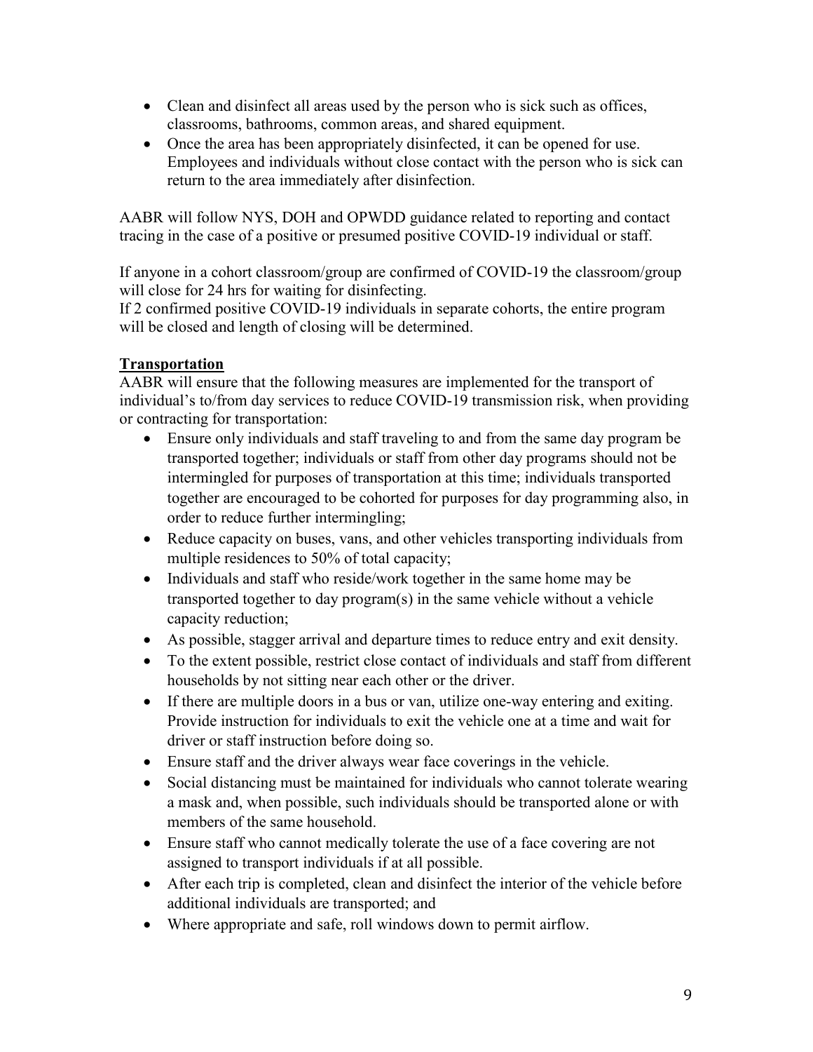- Clean and disinfect all areas used by the person who is sick such as offices, classrooms, bathrooms, common areas, and shared equipment.
- Once the area has been appropriately disinfected, it can be opened for use. Employees and individuals without close contact with the person who is sick can return to the area immediately after disinfection.

AABR will follow NYS, DOH and OPWDD guidance related to reporting and contact tracing in the case of a positive or presumed positive COVID-19 individual or staff.

If anyone in a cohort classroom/group are confirmed of COVID-19 the classroom/group will close for 24 hrs for waiting for disinfecting.
If 2 confirmed positive COVID-19 individuals in separate cohorts, the entire program will be closed and length of closing will be determined.

**Transportation**

AABR will ensure that the following measures are implemented for the transport of individual's to/from day services to reduce COVID-19 transmission risk, when providing or contracting for transportation:

- Ensure only individuals and staff traveling to and from the same day program be transported together; individuals or staff from other day programs should not be intermingled for purposes of transportation at this time; individuals transported together are encouraged to be cohorted for purposes for day programming also, in order to reduce further intermingling;
- Reduce capacity on buses, vans, and other vehicles transporting individuals from multiple residences to 50% of total capacity;
- Individuals and staff who reside/work together in the same home may be transported together to day program(s) in the same vehicle without a vehicle capacity reduction;
- As possible, stagger arrival and departure times to reduce entry and exit density.
- To the extent possible, restrict close contact of individuals and staff from different households by not sitting near each other or the driver.
- If there are multiple doors in a bus or van, utilize one-way entering and exiting. Provide instruction for individuals to exit the vehicle one at a time and wait for driver or staff instruction before doing so.
- Ensure staff and the driver always wear face coverings in the vehicle.
- Social distancing must be maintained for individuals who cannot tolerate wearing a mask and, when possible, such individuals should be transported alone or with members of the same household.
- Ensure staff who cannot medically tolerate the use of a face covering are not assigned to transport individuals if at all possible.
- After each trip is completed, clean and disinfect the interior of the vehicle before additional individuals are transported; and
- Where appropriate and safe, roll windows down to permit airflow.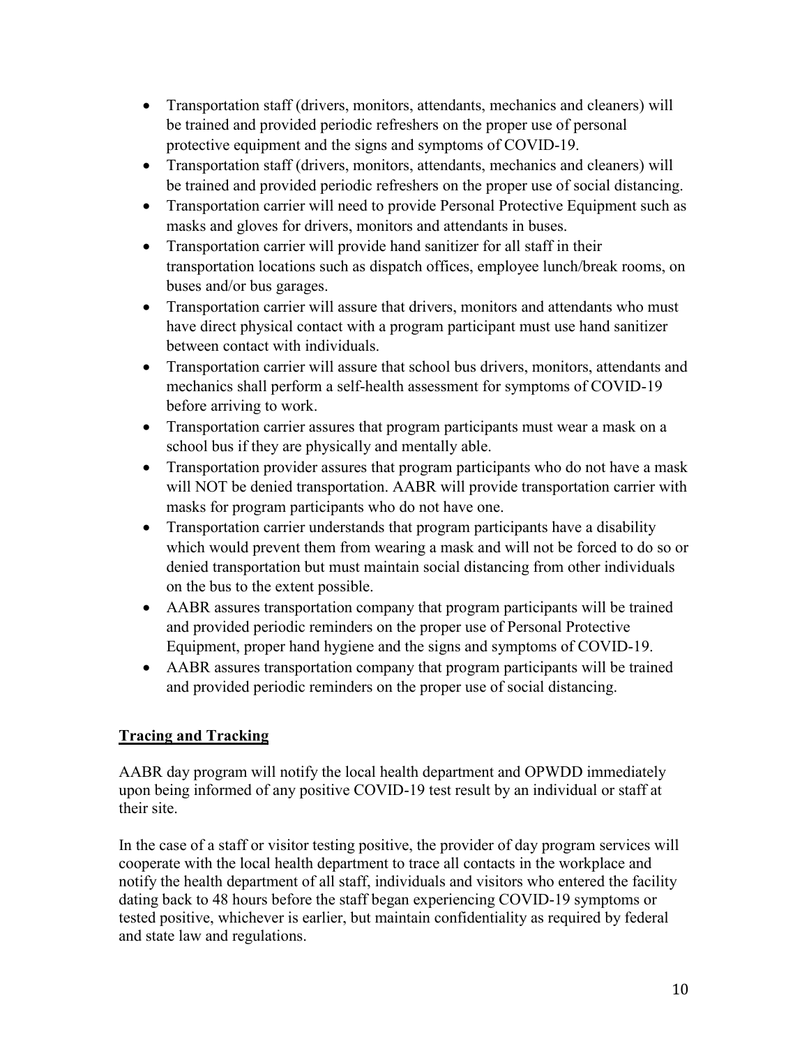- Transportation staff (drivers, monitors, attendants, mechanics and cleaners) will be trained and provided periodic refreshers on the proper use of personal protective equipment and the signs and symptoms of COVID-19.
- Transportation staff (drivers, monitors, attendants, mechanics and cleaners) will be trained and provided periodic refreshers on the proper use of social distancing.
- Transportation carrier will need to provide Personal Protective Equipment such as masks and gloves for drivers, monitors and attendants in buses.
- Transportation carrier will provide hand sanitizer for all staff in their transportation locations such as dispatch offices, employee lunch/break rooms, on buses and/or bus garages.
- Transportation carrier will assure that drivers, monitors and attendants who must have direct physical contact with a program participant must use hand sanitizer between contact with individuals.
- Transportation carrier will assure that school bus drivers, monitors, attendants and mechanics shall perform a self-health assessment for symptoms of COVID-19 before arriving to work.
- Transportation carrier assures that program participants must wear a mask on a school bus if they are physically and mentally able.
- Transportation provider assures that program participants who do not have a mask will NOT be denied transportation. AABR will provide transportation carrier with masks for program participants who do not have one.
- Transportation carrier understands that program participants have a disability which would prevent them from wearing a mask and will not be forced to do so or denied transportation but must maintain social distancing from other individuals on the bus to the extent possible.
- AABR assures transportation company that program participants will be trained and provided periodic reminders on the proper use of Personal Protective Equipment, proper hand hygiene and the signs and symptoms of COVID-19.
- AABR assures transportation company that program participants will be trained and provided periodic reminders on the proper use of social distancing.

## Tracing and Tracking

AABR day program will notify the local health department and OPWDD immediately upon being informed of any positive COVID-19 test result by an individual or staff at their site.

In the case of a staff or visitor testing positive, the provider of day program services will cooperate with the local health department to trace all contacts in the workplace and notify the health department of all staff, individuals and visitors who entered the facility dating back to 48 hours before the staff began experiencing COVID-19 symptoms or tested positive, whichever is earlier, but maintain confidentiality as required by federal and state law and regulations.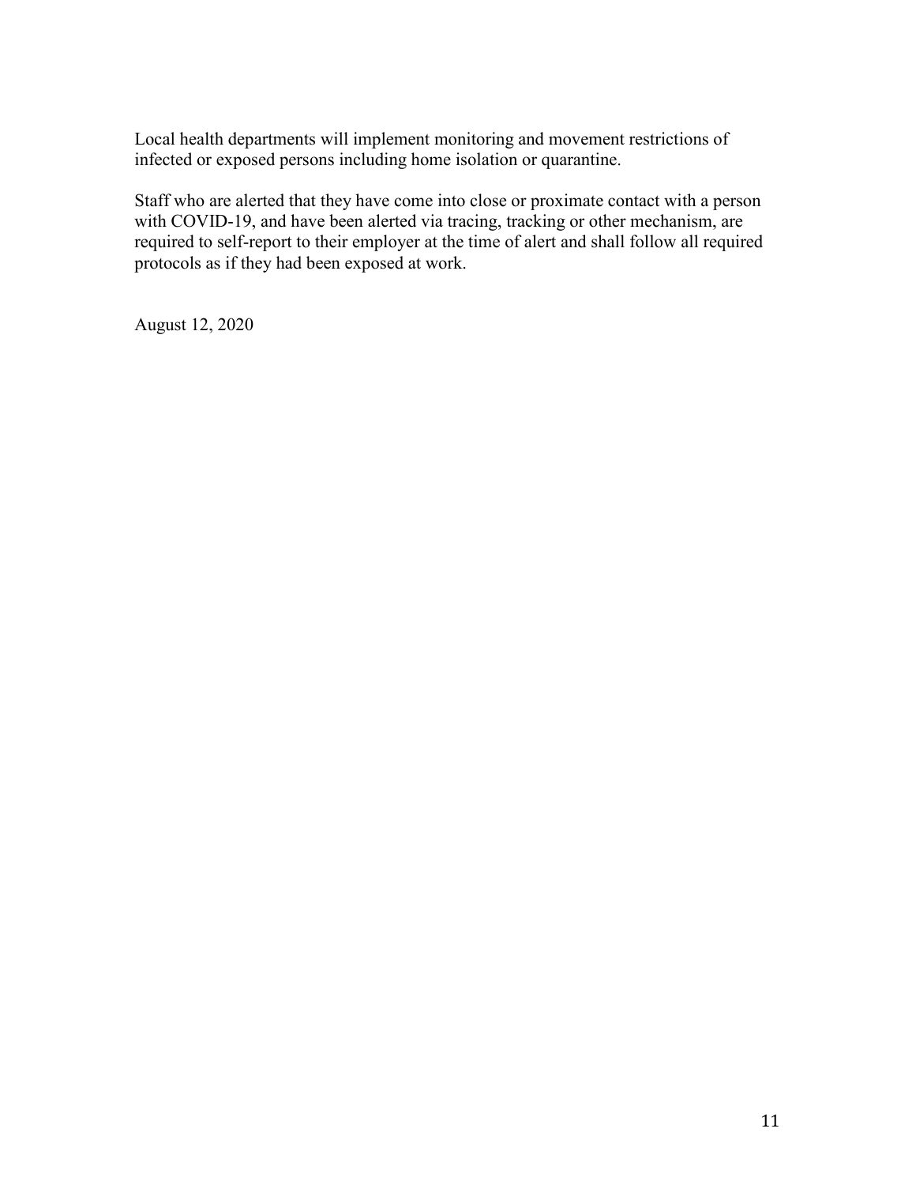Local health departments will implement monitoring and movement restrictions of infected or exposed persons including home isolation or quarantine.

Staff who are alerted that they have come into close or proximate contact with a person with COVID-19, and have been alerted via tracing, tracking or other mechanism, are required to self-report to their employer at the time of alert and shall follow all required protocols as if they had been exposed at work.

August 12, 2020